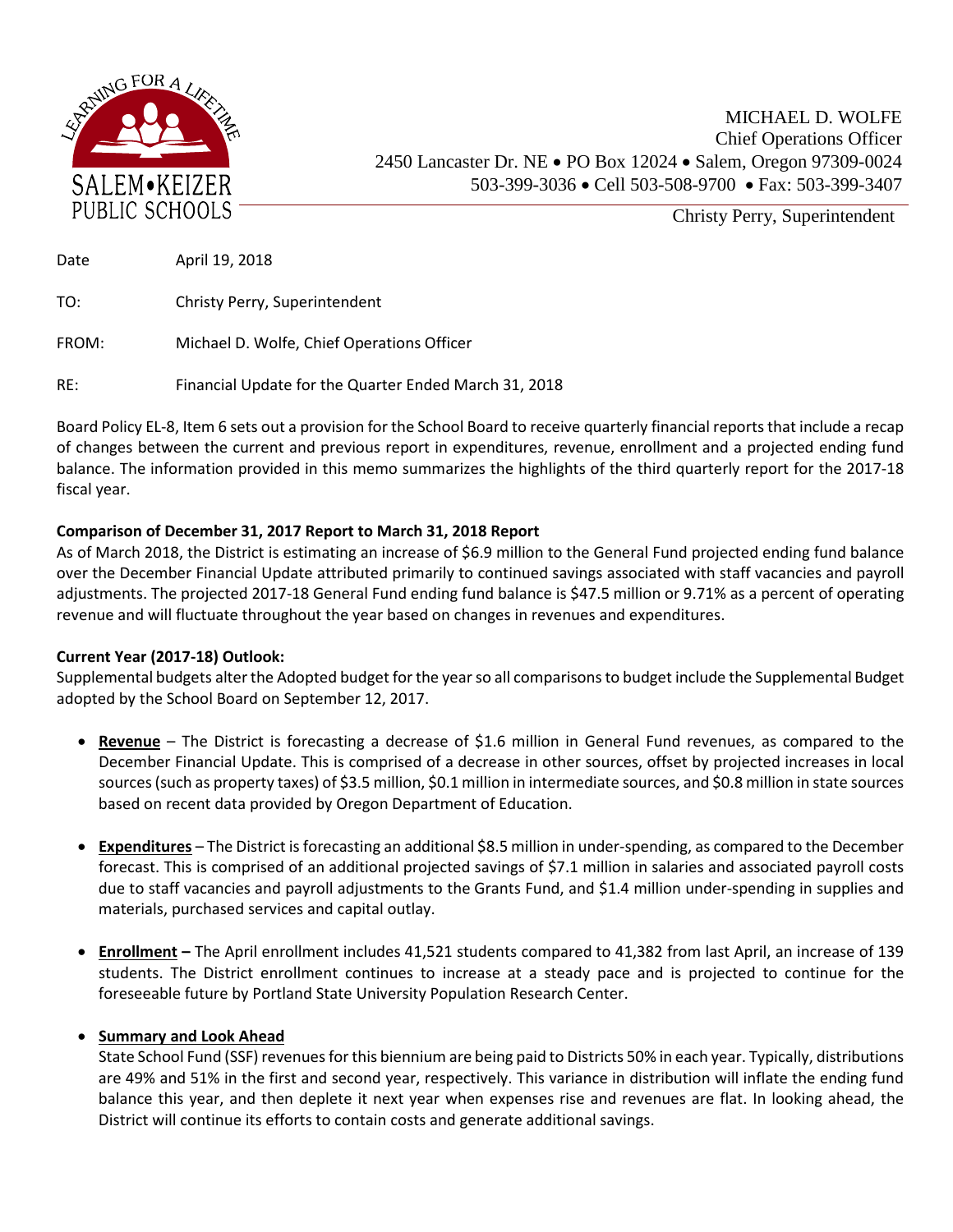SALEM•KEIZER PUBLIC SCHOOLS

LEARNING FOR A LIFETIME

MICHAEL D. WOLFE
Chief Operations Officer
2450 Lancaster Dr. NE • PO Box 12024 • Salem, Oregon 97309-0024
503-399-3036 • Cell 503-508-9700 • Fax: 503-399-3407

Christy Perry, Superintendent

Date April 19, 2018

TO: Christy Perry, Superintendent

FROM: Michael D. Wolfe, Chief Operations Officer

RE: Financial Update for the Quarter Ended March 31, 2018

Board Policy EL-8, Item 6 sets out a provision for the School Board to receive quarterly financial reports that include a recap of changes between the current and previous report in expenditures, revenue, enrollment and a projected ending fund balance. The information provided in this memo summarizes the highlights of the third quarterly report for the 2017-18 fiscal year.

**Comparison of December 31, 2017 Report to March 31, 2018 Report**

As of March 2018, the District is estimating an increase of $6.9 million to the General Fund projected ending fund balance over the December Financial Update attributed primarily to continued savings associated with staff vacancies and payroll adjustments. The projected 2017-18 General Fund ending fund balance is $47.5 million or 9.71% as a percent of operating revenue and will fluctuate throughout the year based on changes in revenues and expenditures.

**Current Year (2017-18) Outlook:**

Supplemental budgets alter the Adopted budget for the year so all comparisons to budget include the Supplemental Budget adopted by the School Board on September 12, 2017.

- **Revenue** – The District is forecasting a decrease of $1.6 million in General Fund revenues, as compared to the December Financial Update. This is comprised of a decrease in other sources, offset by projected increases in local sources (such as property taxes) of $3.5 million, $0.1 million in intermediate sources, and $0.8 million in state sources based on recent data provided by Oregon Department of Education.

- **Expenditures** – The District is forecasting an additional $8.5 million in under-spending, as compared to the December forecast. This is comprised of an additional projected savings of $7.1 million in salaries and associated payroll costs due to staff vacancies and payroll adjustments to the Grants Fund, and $1.4 million under-spending in supplies and materials, purchased services and capital outlay.

- **Enrollment –** The April enrollment includes 41,521 students compared to 41,382 from last April, an increase of 139 students. The District enrollment continues to increase at a steady pace and is projected to continue for the foreseeable future by Portland State University Population Research Center.

- **Summary and Look Ahead**

  State School Fund (SSF) revenues for this biennium are being paid to Districts 50% in each year. Typically, distributions are 49% and 51% in the first and second year, respectively. This variance in distribution will inflate the ending fund balance this year, and then deplete it next year when expenses rise and revenues are flat. In looking ahead, the District will continue its efforts to contain costs and generate additional savings.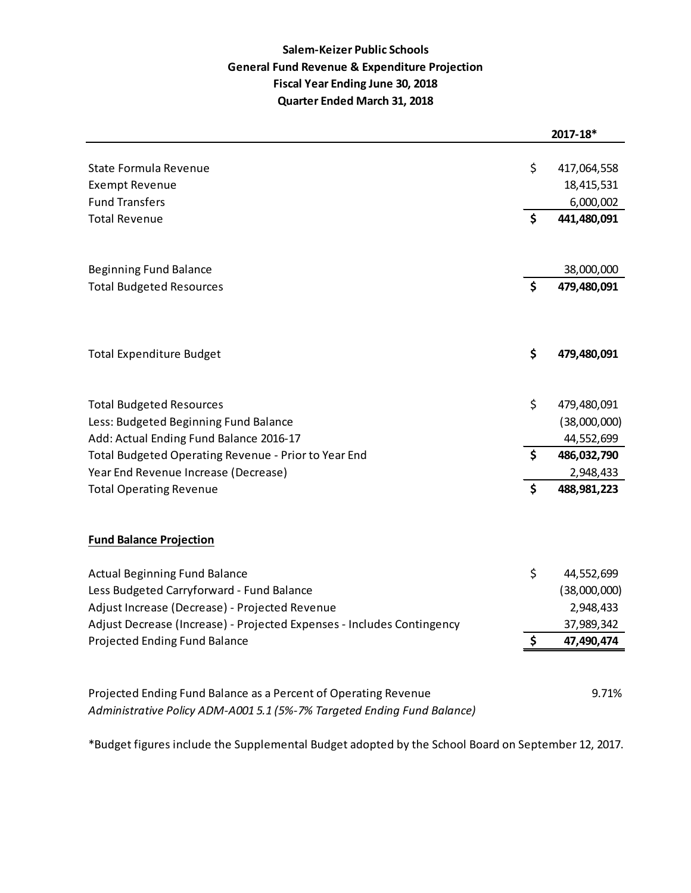**Salem-Keizer Public Schools**
**General Fund Revenue & Expenditure Projection**
**Fiscal Year Ending June 30, 2018**
**Quarter Ended March 31, 2018**

| | | 2017-18* |
|---|---|---|
| State Formula Revenue | $ | 417,064,558 |
| Exempt Revenue | | 18,415,531 |
| Fund Transfers | | 6,000,002 |
| Total Revenue | **$** | **441,480,091** |
| | | |
| Beginning Fund Balance | | 38,000,000 |
| Total Budgeted Resources | **$** | **479,480,091** |
| | | |
| Total Expenditure Budget | **$** | **479,480,091** |
| | | |
| Total Budgeted Resources | $ | 479,480,091 |
| Less: Budgeted Beginning Fund Balance | | (38,000,000) |
| Add: Actual Ending Fund Balance 2016-17 | | 44,552,699 |
| Total Budgeted Operating Revenue - Prior to Year End | **$** | **486,032,790** |
| Year End Revenue Increase (Decrease) | | 2,948,433 |
| Total Operating Revenue | **$** | **488,981,223** |

**Fund Balance Projection**

| | | |
|---|---|---|
| Actual Beginning Fund Balance | $ | 44,552,699 |
| Less Budgeted Carryforward - Fund Balance | | (38,000,000) |
| Adjust Increase (Decrease) - Projected Revenue | | 2,948,433 |
| Adjust Decrease (Increase) - Projected Expenses - Includes Contingency | | 37,989,342 |
| Projected Ending Fund Balance | **$** | **47,490,474** |

| | |
|---|---|
| Projected Ending Fund Balance as a Percent of Operating Revenue | 9.71% |
| *Administrative Policy ADM-A001 5.1 (5%-7% Targeted Ending Fund Balance)* | |

*Budget figures include the Supplemental Budget adopted by the School Board on September 12, 2017.